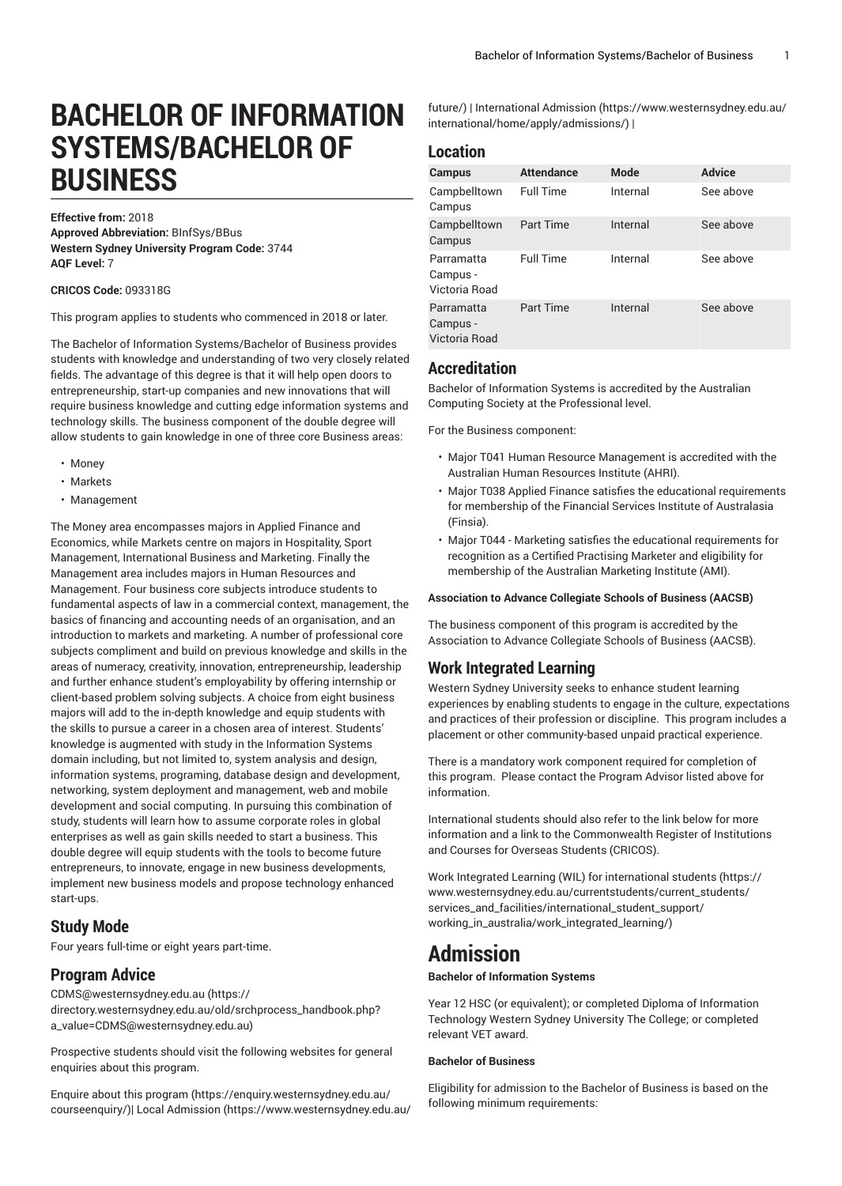# BACHELOR OF INFORMATION SYSTEMS/BACHELOR OF BUSINESS

**Effective from:** 2018
**Approved Abbreviation:** BInfSys/BBus
**Western Sydney University Program Code:** 3744
**AQF Level:** 7

**CRICOS Code:** 093318G

This program applies to students who commenced in 2018 or later.

The Bachelor of Information Systems/Bachelor of Business provides students with knowledge and understanding of two very closely related fields. The advantage of this degree is that it will help open doors to entrepreneurship, start-up companies and new innovations that will require business knowledge and cutting edge information systems and technology skills. The business component of the double degree will allow students to gain knowledge in one of three core Business areas:

- Money
- Markets
- Management

The Money area encompasses majors in Applied Finance and Economics, while Markets centre on majors in Hospitality, Sport Management, International Business and Marketing. Finally the Management area includes majors in Human Resources and Management. Four business core subjects introduce students to fundamental aspects of law in a commercial context, management, the basics of financing and accounting needs of an organisation, and an introduction to markets and marketing. A number of professional core subjects compliment and build on previous knowledge and skills in the areas of numeracy, creativity, innovation, entrepreneurship, leadership and further enhance student's employability by offering internship or client-based problem solving subjects. A choice from eight business majors will add to the in-depth knowledge and equip students with the skills to pursue a career in a chosen area of interest. Students' knowledge is augmented with study in the Information Systems domain including, but not limited to, system analysis and design, information systems, programing, database design and development, networking, system deployment and management, web and mobile development and social computing. In pursuing this combination of study, students will learn how to assume corporate roles in global enterprises as well as gain skills needed to start a business. This double degree will equip students with the tools to become future entrepreneurs, to innovate, engage in new business developments, implement new business models and propose technology enhanced start-ups.

## Study Mode

Four years full-time or eight years part-time.

## Program Advice

CDMS@westernsydney.edu.au (https://directory.westernsydney.edu.au/old/srchprocess_handbook.php?a_value=CDMS@westernsydney.edu.au)

Prospective students should visit the following websites for general enquiries about this program.

Enquire about this program (https://enquiry.westernsydney.edu.au/courseenquiry/)| Local Admission (https://www.westernsydney.edu.au/future/) | International Admission (https://www.westernsydney.edu.au/international/home/apply/admissions/) |

## Location

| Campus | Attendance | Mode | Advice |
|---|---|---|---|
| Campbelltown Campus | Full Time | Internal | See above |
| Campbelltown Campus | Part Time | Internal | See above |
| Parramatta Campus - Victoria Road | Full Time | Internal | See above |
| Parramatta Campus - Victoria Road | Part Time | Internal | See above |

## Accreditation

Bachelor of Information Systems is accredited by the Australian Computing Society at the Professional level.

For the Business component:

- Major T041 Human Resource Management is accredited with the Australian Human Resources Institute (AHRI).
- Major T038 Applied Finance satisfies the educational requirements for membership of the Financial Services Institute of Australasia (Finsia).
- Major T044 - Marketing satisfies the educational requirements for recognition as a Certified Practising Marketer and eligibility for membership of the Australian Marketing Institute (AMI).

**Association to Advance Collegiate Schools of Business (AACSB)**

The business component of this program is accredited by the Association to Advance Collegiate Schools of Business (AACSB).

## Work Integrated Learning

Western Sydney University seeks to enhance student learning experiences by enabling students to engage in the culture, expectations and practices of their profession or discipline. This program includes a placement or other community-based unpaid practical experience.

There is a mandatory work component required for completion of this program. Please contact the Program Advisor listed above for information.

International students should also refer to the link below for more information and a link to the Commonwealth Register of Institutions and Courses for Overseas Students (CRICOS).

Work Integrated Learning (WIL) for international students (https://www.westernsydney.edu.au/currentstudents/current_students/services_and_facilities/international_student_support/working_in_australia/work_integrated_learning/)

# Admission

**Bachelor of Information Systems**

Year 12 HSC (or equivalent); or completed Diploma of Information Technology Western Sydney University The College; or completed relevant VET award.

**Bachelor of Business**

Eligibility for admission to the Bachelor of Business is based on the following minimum requirements: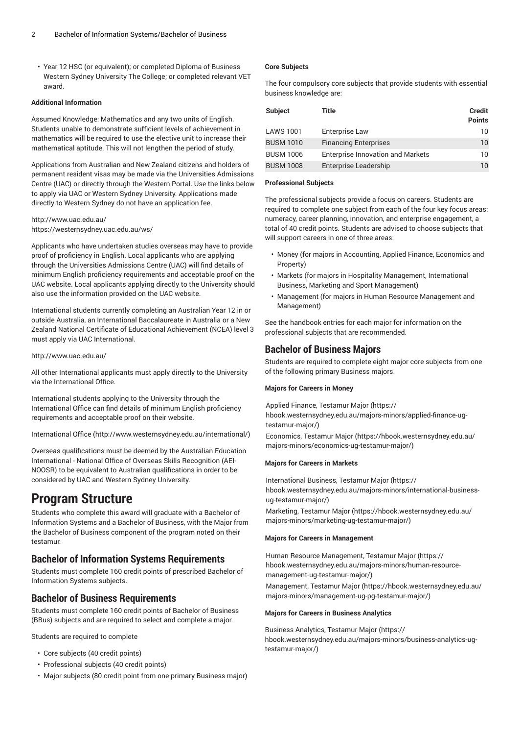- Year 12 HSC (or equivalent); or completed Diploma of Business Western Sydney University The College; or completed relevant VET award.

**Additional Information**

Assumed Knowledge: Mathematics and any two units of English. Students unable to demonstrate sufficient levels of achievement in mathematics will be required to use the elective unit to increase their mathematical aptitude. This will not lengthen the period of study.

Applications from Australian and New Zealand citizens and holders of permanent resident visas may be made via the Universities Admissions Centre (UAC) or directly through the Western Portal. Use the links below to apply via UAC or Western Sydney University. Applications made directly to Western Sydney do not have an application fee.

http://www.uac.edu.au/
https://westernsydney.uac.edu.au/ws/

Applicants who have undertaken studies overseas may have to provide proof of proficiency in English. Local applicants who are applying through the Universities Admissions Centre (UAC) will find details of minimum English proficiency requirements and acceptable proof on the UAC website. Local applicants applying directly to the University should also use the information provided on the UAC website.

International students currently completing an Australian Year 12 in or outside Australia, an International Baccalaureate in Australia or a New Zealand National Certificate of Educational Achievement (NCEA) level 3 must apply via UAC International.

http://www.uac.edu.au/

All other International applicants must apply directly to the University via the International Office.

International students applying to the University through the International Office can find details of minimum English proficiency requirements and acceptable proof on their website.

International Office (http://www.westernsydney.edu.au/international/)

Overseas qualifications must be deemed by the Australian Education International - National Office of Overseas Skills Recognition (AEI-NOOSR) to be equivalent to Australian qualifications in order to be considered by UAC and Western Sydney University.

# Program Structure

Students who complete this award will graduate with a Bachelor of Information Systems and a Bachelor of Business, with the Major from the Bachelor of Business component of the program noted on their testamur.

## Bachelor of Information Systems Requirements

Students must complete 160 credit points of prescribed Bachelor of Information Systems subjects.

## Bachelor of Business Requirements

Students must complete 160 credit points of Bachelor of Business (BBus) subjects and are required to select and complete a major.

Students are required to complete

- Core subjects (40 credit points)
- Professional subjects (40 credit points)
- Major subjects (80 credit point from one primary Business major)

**Core Subjects**

The four compulsory core subjects that provide students with essential business knowledge are:

| Subject | Title | Credit Points |
|---|---|---|
| LAWS 1001 | Enterprise Law | 10 |
| BUSM 1010 | Financing Enterprises | 10 |
| BUSM 1006 | Enterprise Innovation and Markets | 10 |
| BUSM 1008 | Enterprise Leadership | 10 |

**Professional Subjects**

The professional subjects provide a focus on careers. Students are required to complete one subject from each of the four key focus areas: numeracy, career planning, innovation, and enterprise engagement, a total of 40 credit points. Students are advised to choose subjects that will support careers in one of three areas:

- Money (for majors in Accounting, Applied Finance, Economics and Property)
- Markets (for majors in Hospitality Management, International Business, Marketing and Sport Management)
- Management (for majors in Human Resource Management and Management)

See the handbook entries for each major for information on the professional subjects that are recommended.

## Bachelor of Business Majors

Students are required to complete eight major core subjects from one of the following primary Business majors.

**Majors for Careers in Money**

Applied Finance, Testamur Major (https://hbook.westernsydney.edu.au/majors-minors/applied-finance-ug-testamur-major/)

Economics, Testamur Major (https://hbook.westernsydney.edu.au/majors-minors/economics-ug-testamur-major/)

**Majors for Careers in Markets**

International Business, Testamur Major (https://hbook.westernsydney.edu.au/majors-minors/international-business-ug-testamur-major/)

Marketing, Testamur Major (https://hbook.westernsydney.edu.au/majors-minors/marketing-ug-testamur-major/)

**Majors for Careers in Management**

Human Resource Management, Testamur Major (https://hbook.westernsydney.edu.au/majors-minors/human-resource-management-ug-testamur-major/)

Management, Testamur Major (https://hbook.westernsydney.edu.au/majors-minors/management-ug-pg-testamur-major/)

**Majors for Careers in Business Analytics**

Business Analytics, Testamur Major (https://hbook.westernsydney.edu.au/majors-minors/business-analytics-ug-testamur-major/)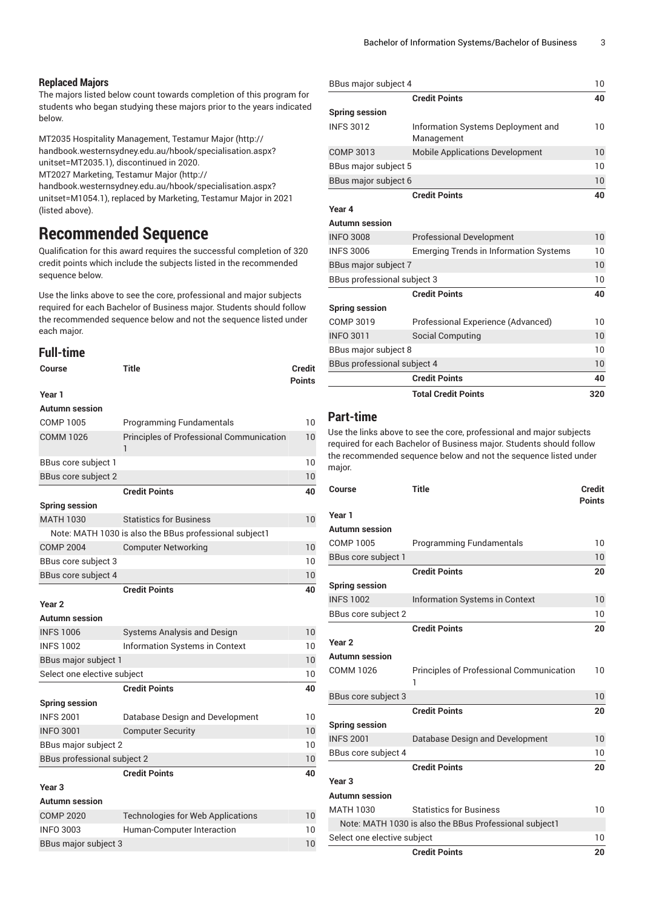### Replaced Majors

The majors listed below count towards completion of this program for students who began studying these majors prior to the years indicated below.

MT2035 Hospitality Management, Testamur Major (http://handbook.westernsydney.edu.au/hbook/specialisation.aspx?unitset=MT2035.1), discontinued in 2020.
MT2027 Marketing, Testamur Major (http://handbook.westernsydney.edu.au/hbook/specialisation.aspx?unitset=M1054.1), replaced by Marketing, Testamur Major in 2021 (listed above).

# Recommended Sequence

Qualification for this award requires the successful completion of 320 credit points which include the subjects listed in the recommended sequence below.

Use the links above to see the core, professional and major subjects required for each Bachelor of Business major. Students should follow the recommended sequence below and not the sequence listed under each major.

## Full-time

| Course | Title | Credit Points |
|---|---|---|
| **Year 1** | | |
| **Autumn session** | | |
| COMP 1005 | Programming Fundamentals | 10 |
| COMM 1026 | Principles of Professional Communication 1 | 10 |
| BBus core subject 1 | | 10 |
| BBus core subject 2 | | 10 |
| | **Credit Points** | **40** |
| **Spring session** | | |
| MATH 1030 | Statistics for Business | 10 |
| Note: MATH 1030 is also the BBus professional subject1 | | |
| COMP 2004 | Computer Networking | 10 |
| BBus core subject 3 | | 10 |
| BBus core subject 4 | | 10 |
| | **Credit Points** | **40** |
| **Year 2** | | |
| **Autumn session** | | |
| INFS 1006 | Systems Analysis and Design | 10 |
| INFS 1002 | Information Systems in Context | 10 |
| BBus major subject 1 | | 10 |
| Select one elective subject | | 10 |
| | **Credit Points** | **40** |
| **Spring session** | | |
| INFS 2001 | Database Design and Development | 10 |
| INFO 3001 | Computer Security | 10 |
| BBus major subject 2 | | 10 |
| BBus professional subject 2 | | 10 |
| | **Credit Points** | **40** |
| **Year 3** | | |
| **Autumn session** | | |
| COMP 2020 | Technologies for Web Applications | 10 |
| INFO 3003 | Human-Computer Interaction | 10 |
| BBus major subject 3 | | 10 |
| BBus major subject 4 | | 10 |
| | **Credit Points** | **40** |
| **Spring session** | | |
| INFS 3012 | Information Systems Deployment and Management | 10 |
| COMP 3013 | Mobile Applications Development | 10 |
| BBus major subject 5 | | 10 |
| BBus major subject 6 | | 10 |
| | **Credit Points** | **40** |
| **Year 4** | | |
| **Autumn session** | | |
| INFO 3008 | Professional Development | 10 |
| INFS 3006 | Emerging Trends in Information Systems | 10 |
| BBus major subject 7 | | 10 |
| BBus professional subject 3 | | 10 |
| | **Credit Points** | **40** |
| **Spring session** | | |
| COMP 3019 | Professional Experience (Advanced) | 10 |
| INFO 3011 | Social Computing | 10 |
| BBus major subject 8 | | 10 |
| BBus professional subject 4 | | 10 |
| | **Credit Points** | **40** |
| | **Total Credit Points** | **320** |

## Part-time

Use the links above to see the core, professional and major subjects required for each Bachelor of Business major. Students should follow the recommended sequence below and not the sequence listed under major.

| Course | Title | Credit Points |
|---|---|---|
| **Year 1** | | |
| **Autumn session** | | |
| COMP 1005 | Programming Fundamentals | 10 |
| BBus core subject 1 | | 10 |
| | **Credit Points** | **20** |
| **Spring session** | | |
| INFS 1002 | Information Systems in Context | 10 |
| BBus core subject 2 | | 10 |
| | **Credit Points** | **20** |
| **Year 2** | | |
| **Autumn session** | | |
| COMM 1026 | Principles of Professional Communication 1 | 10 |
| BBus core subject 3 | | 10 |
| | **Credit Points** | **20** |
| **Spring session** | | |
| INFS 2001 | Database Design and Development | 10 |
| BBus core subject 4 | | 10 |
| | **Credit Points** | **20** |
| **Year 3** | | |
| **Autumn session** | | |
| MATH 1030 | Statistics for Business | 10 |
| Note: MATH 1030 is also the BBus Professional subject1 | | |
| Select one elective subject | | 10 |
| | **Credit Points** | **20** |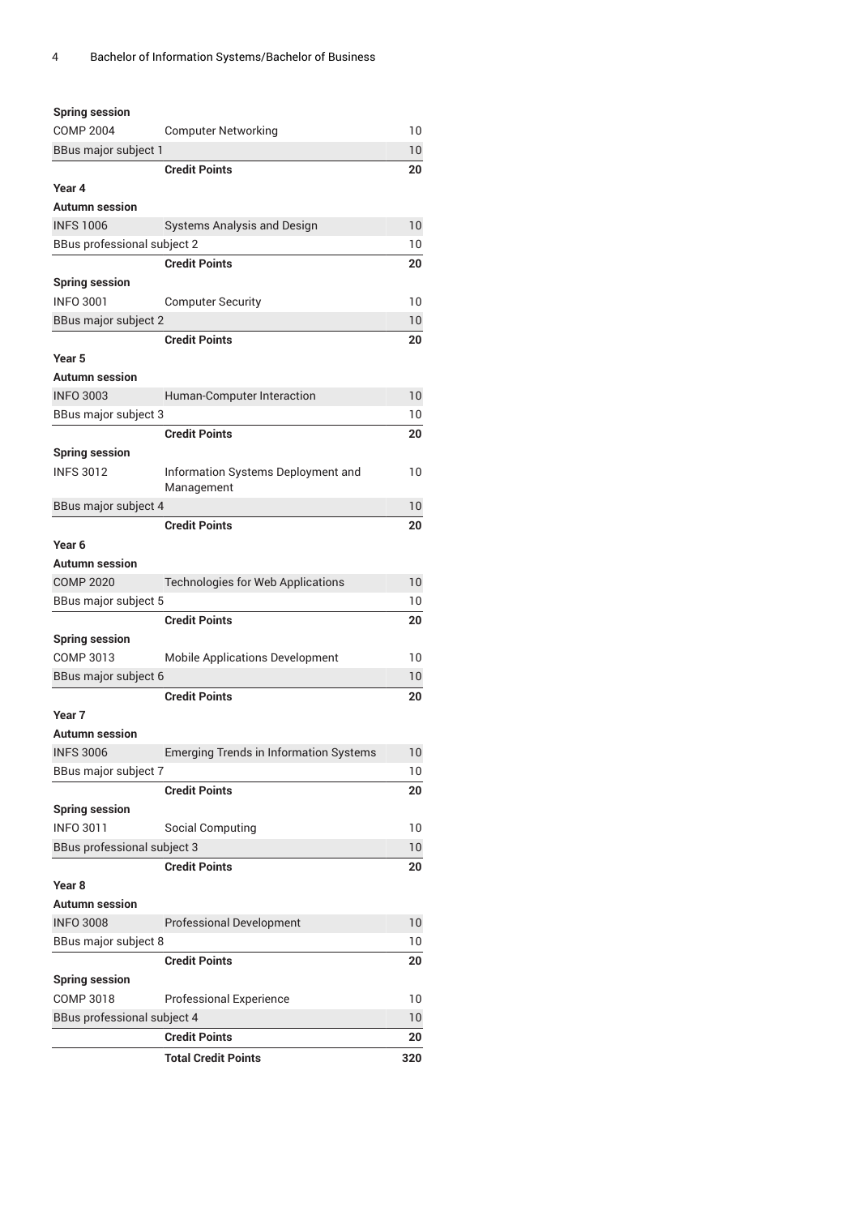**Spring session**

| | | |
|---|---|---|
| COMP 2004 | Computer Networking | 10 |
| BBus major subject 1 | | 10 |
| | **Credit Points** | **20** |

**Year 4**

**Autumn session**

| | | |
|---|---|---|
| INFS 1006 | Systems Analysis and Design | 10 |
| BBus professional subject 2 | | 10 |
| | **Credit Points** | **20** |

**Spring session**

| | | |
|---|---|---|
| INFO 3001 | Computer Security | 10 |
| BBus major subject 2 | | 10 |
| | **Credit Points** | **20** |

**Year 5**

**Autumn session**

| | | |
|---|---|---|
| INFO 3003 | Human-Computer Interaction | 10 |
| BBus major subject 3 | | 10 |
| | **Credit Points** | **20** |

**Spring session**

| | | |
|---|---|---|
| INFS 3012 | Information Systems Deployment and Management | 10 |
| BBus major subject 4 | | 10 |
| | **Credit Points** | **20** |

**Year 6**

**Autumn session**

| | | |
|---|---|---|
| COMP 2020 | Technologies for Web Applications | 10 |
| BBus major subject 5 | | 10 |
| | **Credit Points** | **20** |

**Spring session**

| | | |
|---|---|---|
| COMP 3013 | Mobile Applications Development | 10 |
| BBus major subject 6 | | 10 |
| | **Credit Points** | **20** |

**Year 7**

**Autumn session**

| | | |
|---|---|---|
| INFS 3006 | Emerging Trends in Information Systems | 10 |
| BBus major subject 7 | | 10 |
| | **Credit Points** | **20** |

**Spring session**

| | | |
|---|---|---|
| INFO 3011 | Social Computing | 10 |
| BBus professional subject 3 | | 10 |
| | **Credit Points** | **20** |

**Year 8**

**Autumn session**

| | | |
|---|---|---|
| INFO 3008 | Professional Development | 10 |
| BBus major subject 8 | | 10 |
| | **Credit Points** | **20** |

**Spring session**

| | | |
|---|---|---|
| COMP 3018 | Professional Experience | 10 |
| BBus professional subject 4 | | 10 |
| | **Credit Points** | **20** |
| | **Total Credit Points** | **320** |